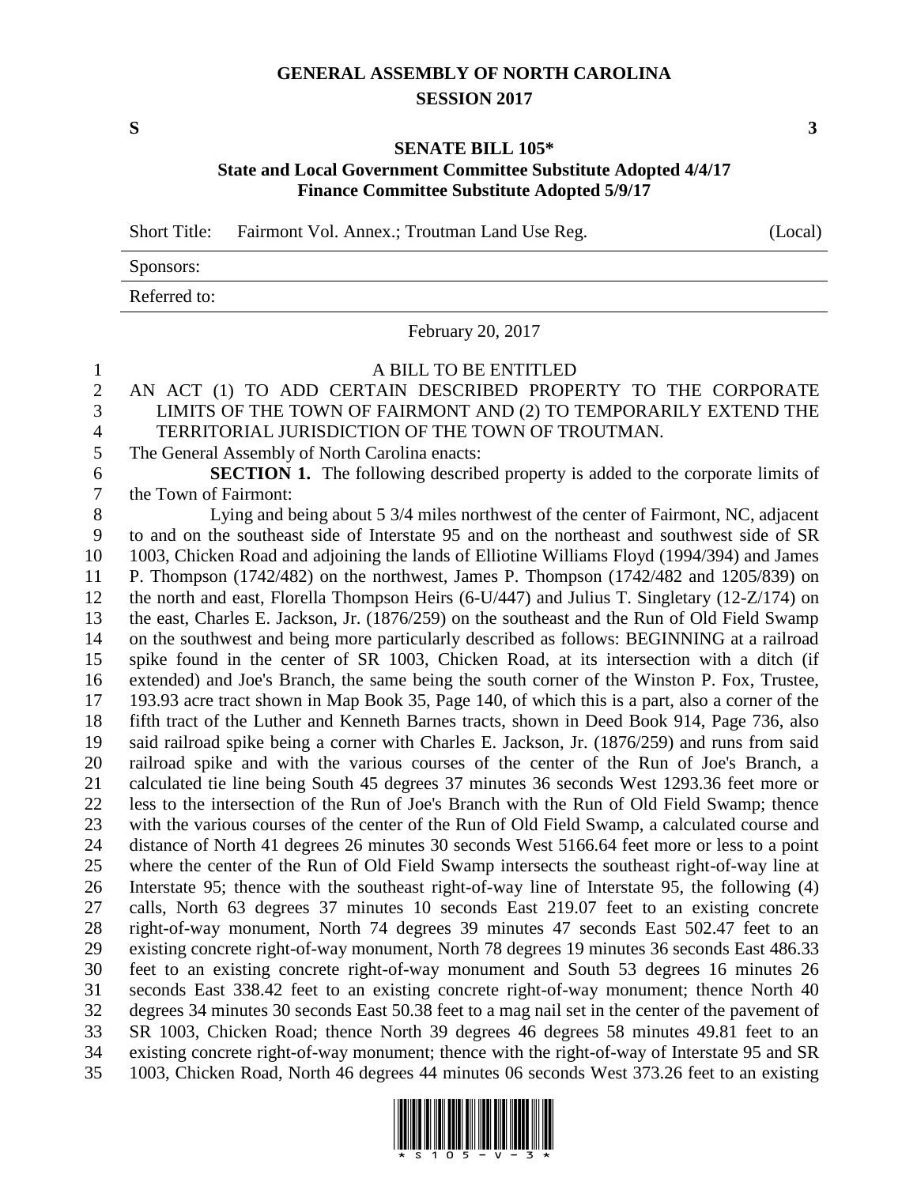# GENERAL ASSEMBLY OF NORTH CAROLINA
## SESSION 2017

**S** **3**

**SENATE BILL 105***
**State and Local Government Committee Substitute Adopted 4/4/17**
**Finance Committee Substitute Adopted 5/9/17**

Short Title: Fairmont Vol. Annex.; Troutman Land Use Reg. (Local)

Sponsors:

Referred to:

February 20, 2017

A BILL TO BE ENTITLED

AN ACT (1) TO ADD CERTAIN DESCRIBED PROPERTY TO THE CORPORATE LIMITS OF THE TOWN OF FAIRMONT AND (2) TO TEMPORARILY EXTEND THE TERRITORIAL JURISDICTION OF THE TOWN OF TROUTMAN.

The General Assembly of North Carolina enacts:

**SECTION 1.** The following described property is added to the corporate limits of the Town of Fairmont:

Lying and being about 5 3/4 miles northwest of the center of Fairmont, NC, adjacent to and on the southeast side of Interstate 95 and on the northeast and southwest side of SR 1003, Chicken Road and adjoining the lands of Elliotine Williams Floyd (1994/394) and James P. Thompson (1742/482) on the northwest, James P. Thompson (1742/482 and 1205/839) on the north and east, Florella Thompson Heirs (6-U/447) and Julius T. Singletary (12-Z/174) on the east, Charles E. Jackson, Jr. (1876/259) on the southeast and the Run of Old Field Swamp on the southwest and being more particularly described as follows: BEGINNING at a railroad spike found in the center of SR 1003, Chicken Road, at its intersection with a ditch (if extended) and Joe's Branch, the same being the south corner of the Winston P. Fox, Trustee, 193.93 acre tract shown in Map Book 35, Page 140, of which this is a part, also a corner of the fifth tract of the Luther and Kenneth Barnes tracts, shown in Deed Book 914, Page 736, also said railroad spike being a corner with Charles E. Jackson, Jr. (1876/259) and runs from said railroad spike and with the various courses of the center of the Run of Joe's Branch, a calculated tie line being South 45 degrees 37 minutes 36 seconds West 1293.36 feet more or less to the intersection of the Run of Joe's Branch with the Run of Old Field Swamp; thence with the various courses of the center of the Run of Old Field Swamp, a calculated course and distance of North 41 degrees 26 minutes 30 seconds West 5166.64 feet more or less to a point where the center of the Run of Old Field Swamp intersects the southeast right-of-way line at Interstate 95; thence with the southeast right-of-way line of Interstate 95, the following (4) calls, North 63 degrees 37 minutes 10 seconds East 219.07 feet to an existing concrete right-of-way monument, North 74 degrees 39 minutes 47 seconds East 502.47 feet to an existing concrete right-of-way monument, North 78 degrees 19 minutes 36 seconds East 486.33 feet to an existing concrete right-of-way monument and South 53 degrees 16 minutes 26 seconds East 338.42 feet to an existing concrete right-of-way monument; thence North 40 degrees 34 minutes 30 seconds East 50.38 feet to a mag nail set in the center of the pavement of SR 1003, Chicken Road; thence North 39 degrees 46 degrees 58 minutes 49.81 feet to an existing concrete right-of-way monument; thence with the right-of-way of Interstate 95 and SR 1003, Chicken Road, North 46 degrees 44 minutes 06 seconds West 373.26 feet to an existing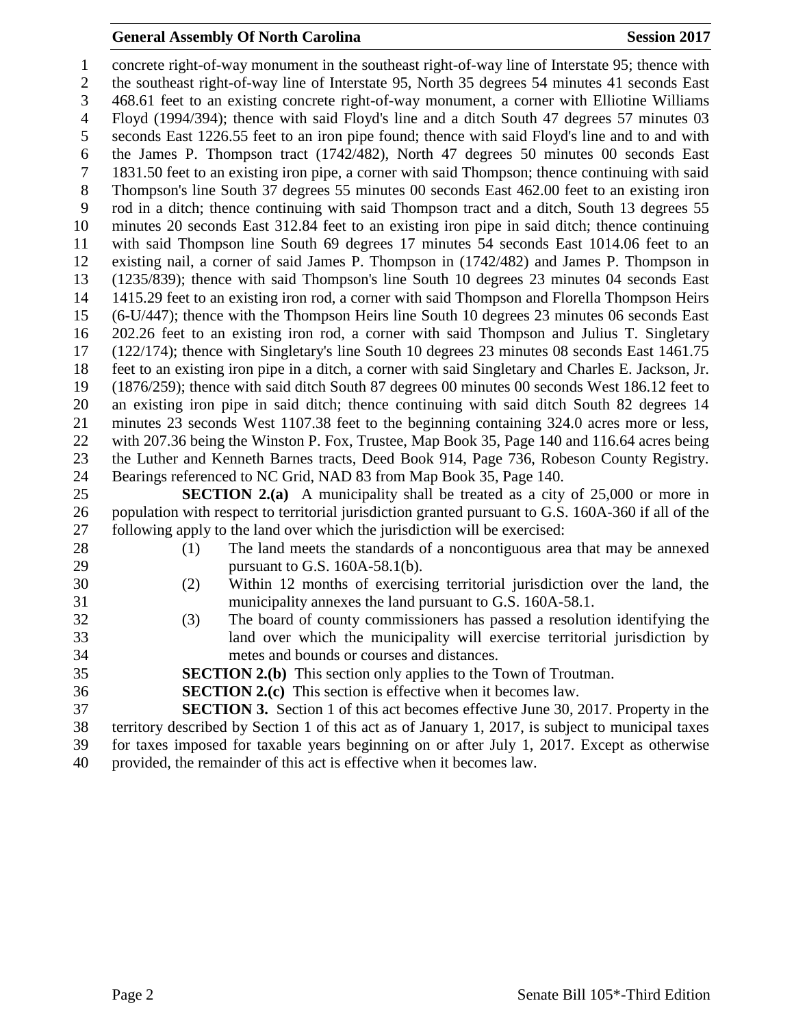concrete right-of-way monument in the southeast right-of-way line of Interstate 95; thence with the southeast right-of-way line of Interstate 95, North 35 degrees 54 minutes 41 seconds East 468.61 feet to an existing concrete right-of-way monument, a corner with Elliotine Williams Floyd (1994/394); thence with said Floyd's line and a ditch South 47 degrees 57 minutes 03 seconds East 1226.55 feet to an iron pipe found; thence with said Floyd's line and to and with the James P. Thompson tract (1742/482), North 47 degrees 50 minutes 00 seconds East 1831.50 feet to an existing iron pipe, a corner with said Thompson; thence continuing with said Thompson's line South 37 degrees 55 minutes 00 seconds East 462.00 feet to an existing iron rod in a ditch; thence continuing with said Thompson tract and a ditch, South 13 degrees 55 minutes 20 seconds East 312.84 feet to an existing iron pipe in said ditch; thence continuing with said Thompson line South 69 degrees 17 minutes 54 seconds East 1014.06 feet to an existing nail, a corner of said James P. Thompson in (1742/482) and James P. Thompson in (1235/839); thence with said Thompson's line South 10 degrees 23 minutes 04 seconds East 1415.29 feet to an existing iron rod, a corner with said Thompson and Florella Thompson Heirs (6-U/447); thence with the Thompson Heirs line South 10 degrees 23 minutes 06 seconds East 202.26 feet to an existing iron rod, a corner with said Thompson and Julius T. Singletary (122/174); thence with Singletary's line South 10 degrees 23 minutes 08 seconds East 1461.75 feet to an existing iron pipe in a ditch, a corner with said Singletary and Charles E. Jackson, Jr. (1876/259); thence with said ditch South 87 degrees 00 minutes 00 seconds West 186.12 feet to an existing iron pipe in said ditch; thence continuing with said ditch South 82 degrees 14 minutes 23 seconds West 1107.38 feet to the beginning containing 324.0 acres more or less, with 207.36 being the Winston P. Fox, Trustee, Map Book 35, Page 140 and 116.64 acres being the Luther and Kenneth Barnes tracts, Deed Book 914, Page 736, Robeson County Registry. Bearings referenced to NC Grid, NAD 83 from Map Book 35, Page 140.

**SECTION 2.(a)** A municipality shall be treated as a city of 25,000 or more in population with respect to territorial jurisdiction granted pursuant to G.S. 160A-360 if all of the following apply to the land over which the jurisdiction will be exercised:

(1) The land meets the standards of a noncontiguous area that may be annexed pursuant to G.S. 160A-58.1(b).

(2) Within 12 months of exercising territorial jurisdiction over the land, the municipality annexes the land pursuant to G.S. 160A-58.1.

(3) The board of county commissioners has passed a resolution identifying the land over which the municipality will exercise territorial jurisdiction by metes and bounds or courses and distances.

**SECTION 2.(b)** This section only applies to the Town of Troutman.

**SECTION 2.(c)** This section is effective when it becomes law.

**SECTION 3.** Section 1 of this act becomes effective June 30, 2017. Property in the territory described by Section 1 of this act as of January 1, 2017, is subject to municipal taxes for taxes imposed for taxable years beginning on or after July 1, 2017. Except as otherwise provided, the remainder of this act is effective when it becomes law.